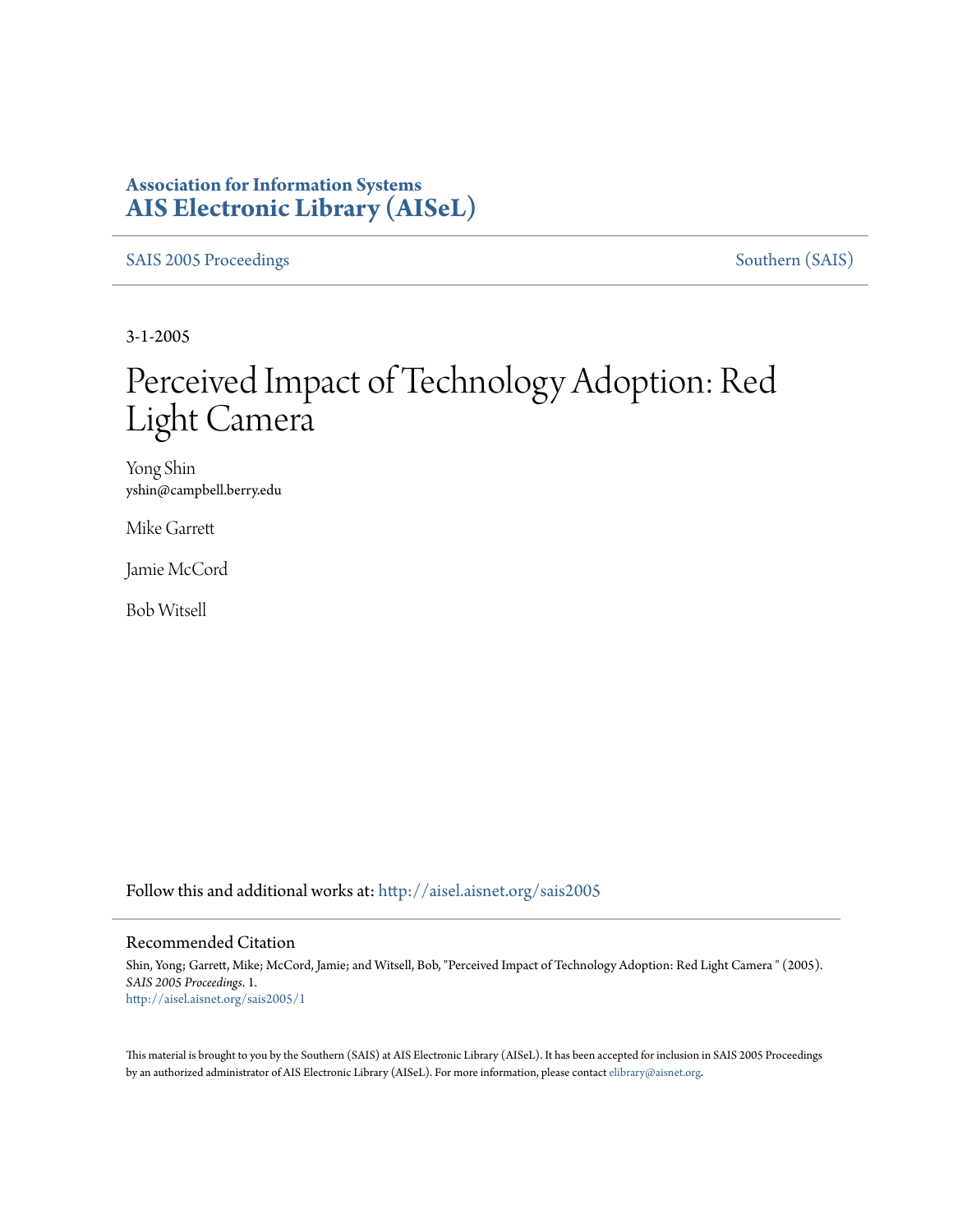**Association for Information Systems**
**AIS Electronic Library (AISeL)**

SAIS 2005 Proceedings | Southern (SAIS)

3-1-2005

# Perceived Impact of Technology Adoption: Red Light Camera

Yong Shin
yshin@campbell.berry.edu

Mike Garrett

Jamie McCord

Bob Witsell

Follow this and additional works at: http://aisel.aisnet.org/sais2005

## Recommended Citation

Shin, Yong; Garrett, Mike; McCord, Jamie; and Witsell, Bob, "Perceived Impact of Technology Adoption: Red Light Camera " (2005). *SAIS 2005 Proceedings*. 1.
http://aisel.aisnet.org/sais2005/1

This material is brought to you by the Southern (SAIS) at AIS Electronic Library (AISeL). It has been accepted for inclusion in SAIS 2005 Proceedings by an authorized administrator of AIS Electronic Library (AISeL). For more information, please contact elibrary@aisnet.org.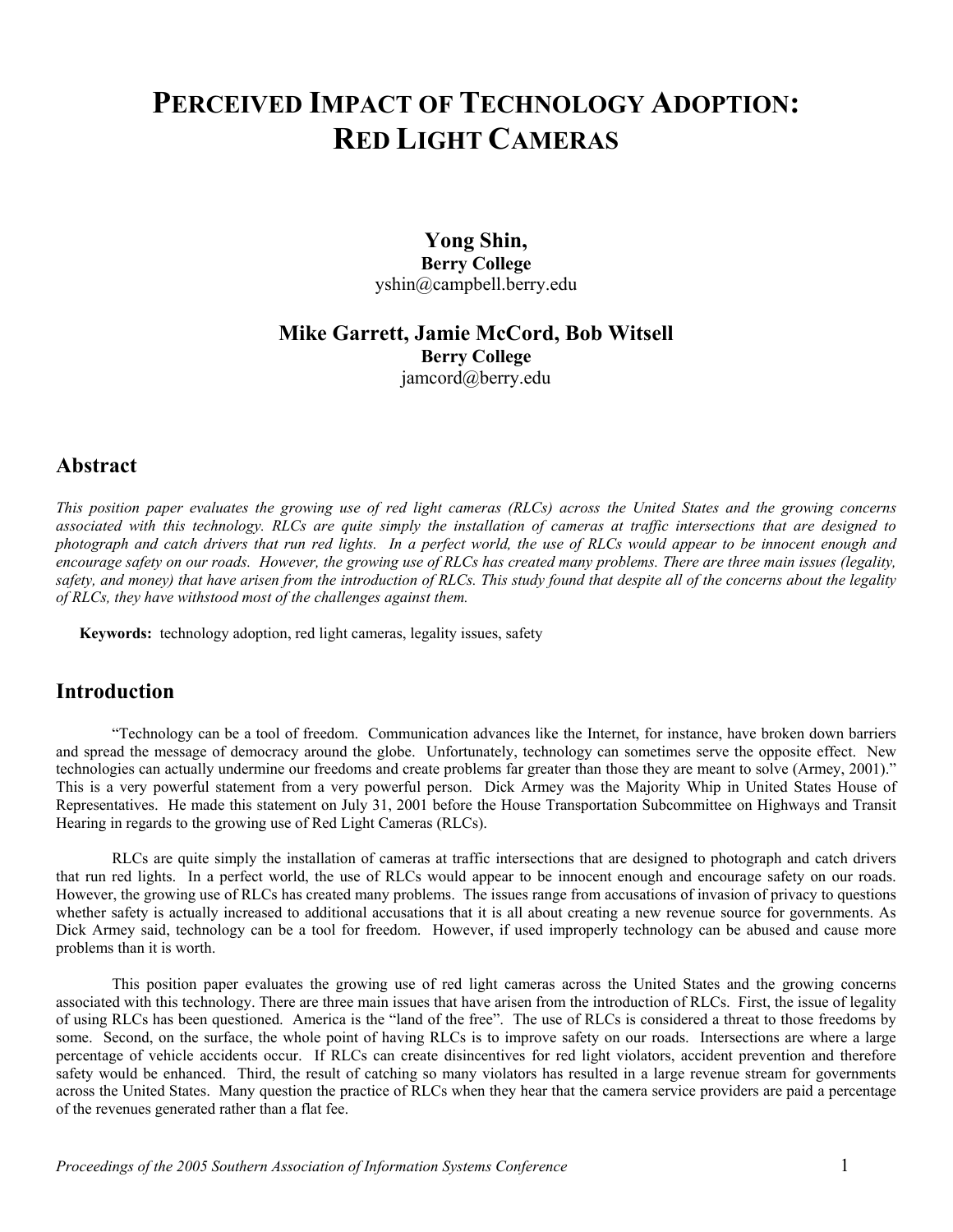# Perceived Impact of Technology Adoption: Red Light Cameras

**Yong Shin,**
**Berry College**
yshin@campbell.berry.edu

**Mike Garrett, Jamie McCord, Bob Witsell**
**Berry College**
jamcord@berry.edu

## Abstract

*This position paper evaluates the growing use of red light cameras (RLCs) across the United States and the growing concerns associated with this technology. RLCs are quite simply the installation of cameras at traffic intersections that are designed to photograph and catch drivers that run red lights. In a perfect world, the use of RLCs would appear to be innocent enough and encourage safety on our roads. However, the growing use of RLCs has created many problems. There are three main issues (legality, safety, and money) that have arisen from the introduction of RLCs. This study found that despite all of the concerns about the legality of RLCs, they have withstood most of the challenges against them.*

**Keywords:** technology adoption, red light cameras, legality issues, safety

## Introduction

"Technology can be a tool of freedom. Communication advances like the Internet, for instance, have broken down barriers and spread the message of democracy around the globe. Unfortunately, technology can sometimes serve the opposite effect. New technologies can actually undermine our freedoms and create problems far greater than those they are meant to solve (Armey, 2001)." This is a very powerful statement from a very powerful person. Dick Armey was the Majority Whip in United States House of Representatives. He made this statement on July 31, 2001 before the House Transportation Subcommittee on Highways and Transit Hearing in regards to the growing use of Red Light Cameras (RLCs).

RLCs are quite simply the installation of cameras at traffic intersections that are designed to photograph and catch drivers that run red lights. In a perfect world, the use of RLCs would appear to be innocent enough and encourage safety on our roads. However, the growing use of RLCs has created many problems. The issues range from accusations of invasion of privacy to questions whether safety is actually increased to additional accusations that it is all about creating a new revenue source for governments. As Dick Armey said, technology can be a tool for freedom. However, if used improperly technology can be abused and cause more problems than it is worth.

This position paper evaluates the growing use of red light cameras across the United States and the growing concerns associated with this technology. There are three main issues that have arisen from the introduction of RLCs. First, the issue of legality of using RLCs has been questioned. America is the "land of the free". The use of RLCs is considered a threat to those freedoms by some. Second, on the surface, the whole point of having RLCs is to improve safety on our roads. Intersections are where a large percentage of vehicle accidents occur. If RLCs can create disincentives for red light violators, accident prevention and therefore safety would be enhanced. Third, the result of catching so many violators has resulted in a large revenue stream for governments across the United States. Many question the practice of RLCs when they hear that the camera service providers are paid a percentage of the revenues generated rather than a flat fee.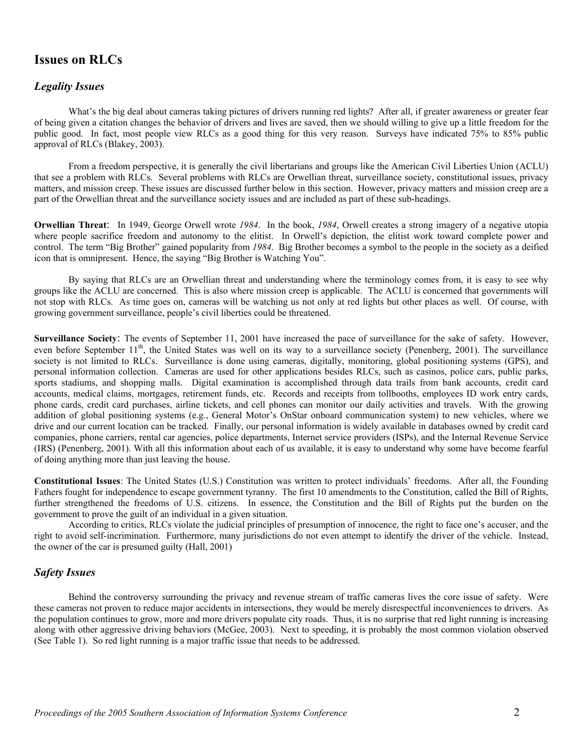## Issues on RLCs

### *Legality Issues*

What's the big deal about cameras taking pictures of drivers running red lights? After all, if greater awareness or greater fear of being given a citation changes the behavior of drivers and lives are saved, then we should willing to give up a little freedom for the public good. In fact, most people view RLCs as a good thing for this very reason. Surveys have indicated 75% to 85% public approval of RLCs (Blakey, 2003).

From a freedom perspective, it is generally the civil libertarians and groups like the American Civil Liberties Union (ACLU) that see a problem with RLCs. Several problems with RLCs are Orwellian threat, surveillance society, constitutional issues, privacy matters, and mission creep. These issues are discussed further below in this section. However, privacy matters and mission creep are a part of the Orwellian threat and the surveillance society issues and are included as part of these sub-headings.

**Orwellian Threat**: In 1949, George Orwell wrote *1984*. In the book, *1984*, Orwell creates a strong imagery of a negative utopia where people sacrifice freedom and autonomy to the elitist. In Orwell's depiction, the elitist work toward complete power and control. The term "Big Brother" gained popularity from *1984*. Big Brother becomes a symbol to the people in the society as a deified icon that is omnipresent. Hence, the saying "Big Brother is Watching You".

By saying that RLCs are an Orwellian threat and understanding where the terminology comes from, it is easy to see why groups like the ACLU are concerned. This is also where mission creep is applicable. The ACLU is concerned that governments will not stop with RLCs. As time goes on, cameras will be watching us not only at red lights but other places as well. Of course, with growing government surveillance, people's civil liberties could be threatened.

**Surveillance Society**: The events of September 11, 2001 have increased the pace of surveillance for the sake of safety. However, even before September 11th, the United States was well on its way to a surveillance society (Penenberg, 2001). The surveillance society is not limited to RLCs. Surveillance is done using cameras, digitally, monitoring, global positioning systems (GPS), and personal information collection. Cameras are used for other applications besides RLCs, such as casinos, police cars, public parks, sports stadiums, and shopping malls. Digital examination is accomplished through data trails from bank accounts, credit card accounts, medical claims, mortgages, retirement funds, etc. Records and receipts from tollbooths, employees ID work entry cards, phone cards, credit card purchases, airline tickets, and cell phones can monitor our daily activities and travels. With the growing addition of global positioning systems (e.g., General Motor's OnStar onboard communication system) to new vehicles, where we drive and our current location can be tracked. Finally, our personal information is widely available in databases owned by credit card companies, phone carriers, rental car agencies, police departments, Internet service providers (ISPs), and the Internal Revenue Service (IRS) (Penenberg, 2001). With all this information about each of us available, it is easy to understand why some have become fearful of doing anything more than just leaving the house.

**Constitutional Issues**: The United States (U.S.) Constitution was written to protect individuals' freedoms. After all, the Founding Fathers fought for independence to escape government tyranny. The first 10 amendments to the Constitution, called the Bill of Rights, further strengthened the freedoms of U.S. citizens. In essence, the Constitution and the Bill of Rights put the burden on the government to prove the guilt of an individual in a given situation.

According to critics, RLCs violate the judicial principles of presumption of innocence, the right to face one's accuser, and the right to avoid self-incrimination. Furthermore, many jurisdictions do not even attempt to identify the driver of the vehicle. Instead, the owner of the car is presumed guilty (Hall, 2001)

### *Safety Issues*

Behind the controversy surrounding the privacy and revenue stream of traffic cameras lives the core issue of safety. Were these cameras not proven to reduce major accidents in intersections, they would be merely disrespectful inconveniences to drivers. As the population continues to grow, more and more drivers populate city roads. Thus, it is no surprise that red light running is increasing along with other aggressive driving behaviors (McGee, 2003). Next to speeding, it is probably the most common violation observed (See Table 1). So red light running is a major traffic issue that needs to be addressed.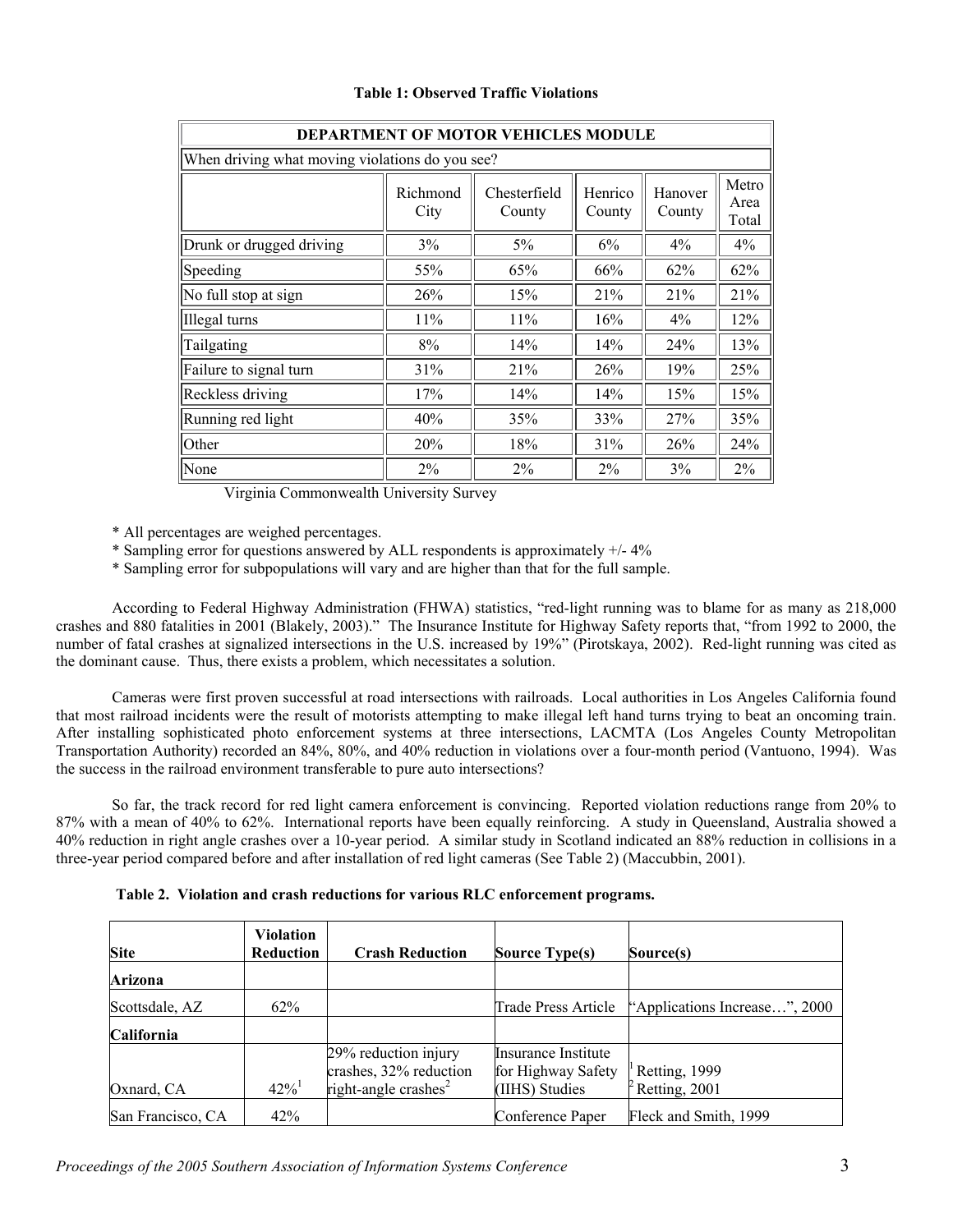**Table 1: Observed Traffic Violations**

| DEPARTMENT OF MOTOR VEHICLES MODULE | | | | | |
|---|---|---|---|---|---|
| When driving what moving violations do you see? | | | | | |
| | Richmond City | Chesterfield County | Henrico County | Hanover County | Metro Area Total |
| Drunk or drugged driving | 3% | 5% | 6% | 4% | 4% |
| Speeding | 55% | 65% | 66% | 62% | 62% |
| No full stop at sign | 26% | 15% | 21% | 21% | 21% |
| Illegal turns | 11% | 11% | 16% | 4% | 12% |
| Tailgating | 8% | 14% | 14% | 24% | 13% |
| Failure to signal turn | 31% | 21% | 26% | 19% | 25% |
| Reckless driving | 17% | 14% | 14% | 15% | 15% |
| Running red light | 40% | 35% | 33% | 27% | 35% |
| Other | 20% | 18% | 31% | 26% | 24% |
| None | 2% | 2% | 2% | 3% | 2% |

Virginia Commonwealth University Survey

* All percentages are weighed percentages.
* Sampling error for questions answered by ALL respondents is approximately +/- 4%
* Sampling error for subpopulations will vary and are higher than that for the full sample.

According to Federal Highway Administration (FHWA) statistics, "red-light running was to blame for as many as 218,000 crashes and 880 fatalities in 2001 (Blakely, 2003)." The Insurance Institute for Highway Safety reports that, "from 1992 to 2000, the number of fatal crashes at signalized intersections in the U.S. increased by 19%" (Pirotskaya, 2002). Red-light running was cited as the dominant cause. Thus, there exists a problem, which necessitates a solution.

Cameras were first proven successful at road intersections with railroads. Local authorities in Los Angeles California found that most railroad incidents were the result of motorists attempting to make illegal left hand turns trying to beat an oncoming train. After installing sophisticated photo enforcement systems at three intersections, LACMTA (Los Angeles County Metropolitan Transportation Authority) recorded an 84%, 80%, and 40% reduction in violations over a four-month period (Vantuono, 1994). Was the success in the railroad environment transferable to pure auto intersections?

So far, the track record for red light camera enforcement is convincing. Reported violation reductions range from 20% to 87% with a mean of 40% to 62%. International reports have been equally reinforcing. A study in Queensland, Australia showed a 40% reduction in right angle crashes over a 10-year period. A similar study in Scotland indicated an 88% reduction in collisions in a three-year period compared before and after installation of red light cameras (See Table 2) (Maccubbin, 2001).

**Table 2. Violation and crash reductions for various RLC enforcement programs.**

| Site | Violation Reduction | Crash Reduction | Source Type(s) | Source(s) |
|---|---|---|---|---|
| **Arizona** | | | | |
| Scottsdale, AZ | 62% | | Trade Press Article | "Applications Increase…", 2000 |
| **California** | | | | |
| Oxnard, CA | 42%[1] | 29% reduction injury crashes, 32% reduction right-angle crashes[2] | Insurance Institute for Highway Safety (IIHS) Studies | [1] Retting, 1999 [2] Retting, 2001 |
| San Francisco, CA | 42% | | Conference Paper | Fleck and Smith, 1999 |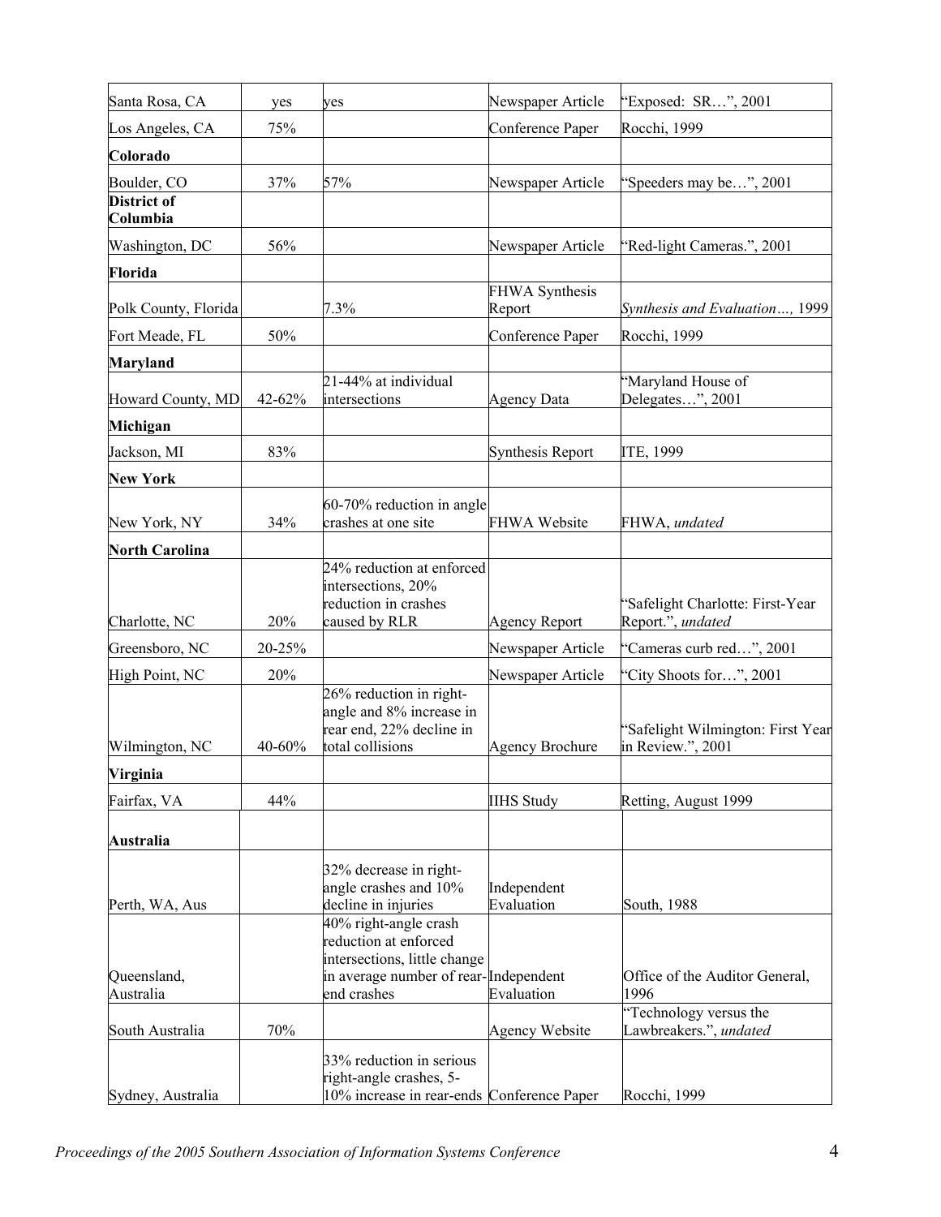| | | | | |
|---|---|---|---|---|
| Santa Rosa, CA | yes | yes | Newspaper Article | "Exposed: SR…", 2001 |
| Los Angeles, CA | 75% | | Conference Paper | Rocchi, 1999 |
| **Colorado** | | | | |
| Boulder, CO | 37% | 57% | Newspaper Article | "Speeders may be…", 2001 |
| **District of Columbia** | | | | |
| Washington, DC | 56% | | Newspaper Article | "Red-light Cameras.", 2001 |
| **Florida** | | | | |
| Polk County, Florida | | 7.3% | FHWA Synthesis Report | *Synthesis and Evaluation…,* 1999 |
| Fort Meade, FL | 50% | | Conference Paper | Rocchi, 1999 |
| **Maryland** | | | | |
| Howard County, MD | 42-62% | 21-44% at individual intersections | Agency Data | "Maryland House of Delegates…", 2001 |
| **Michigan** | | | | |
| Jackson, MI | 83% | | Synthesis Report | ITE, 1999 |
| **New York** | | | | |
| New York, NY | 34% | 60-70% reduction in angle crashes at one site | FHWA Website | FHWA, *undated* |
| **North Carolina** | | | | |
| Charlotte, NC | 20% | 24% reduction at enforced intersections, 20% reduction in crashes caused by RLR | Agency Report | "Safelight Charlotte: First-Year Report.", *undated* |
| Greensboro, NC | 20-25% | | Newspaper Article | "Cameras curb red…", 2001 |
| High Point, NC | 20% | | Newspaper Article | "City Shoots for…", 2001 |
| Wilmington, NC | 40-60% | 26% reduction in right-angle and 8% increase in rear end, 22% decline in total collisions | Agency Brochure | "Safelight Wilmington: First Year in Review.", 2001 |
| **Virginia** | | | | |
| Fairfax, VA | 44% | | IIHS Study | Retting, August 1999 |
| **Australia** | | | | |
| Perth, WA, Aus | | 32% decrease in right-angle crashes and 10% decline in injuries | Independent Evaluation | South, 1988 |
| Queensland, Australia | | 40% right-angle crash reduction at enforced intersections, little change in average number of rear-end crashes | Independent Evaluation | Office of the Auditor General, 1996 |
| South Australia | 70% | | Agency Website | "Technology versus the Lawbreakers.", *undated* |
| Sydney, Australia | | 33% reduction in serious right-angle crashes, 5-10% increase in rear-ends | Conference Paper | Rocchi, 1999 |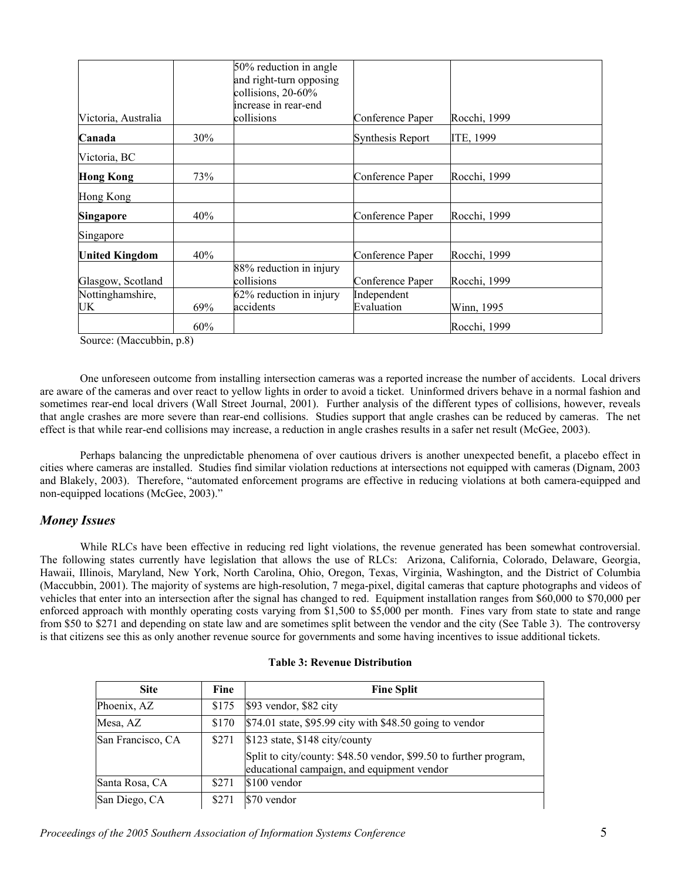| | | | | |
|---|---|---|---|---|
| Victoria, Australia | | 50% reduction in angle and right-turn opposing collisions, 20-60% increase in rear-end collisions | Conference Paper | Rocchi, 1999 |
| **Canada** | 30% | | Synthesis Report | ITE, 1999 |
| Victoria, BC | | | | |
| **Hong Kong** | 73% | | Conference Paper | Rocchi, 1999 |
| Hong Kong | | | | |
| **Singapore** | 40% | | Conference Paper | Rocchi, 1999 |
| Singapore | | | | |
| **United Kingdom** | 40% | | Conference Paper | Rocchi, 1999 |
| Glasgow, Scotland | | 88% reduction in injury collisions | Conference Paper | Rocchi, 1999 |
| Nottinghamshire, UK | 69% | 62% reduction in injury accidents | Independent Evaluation | Winn, 1995 |
| | 60% | | | Rocchi, 1999 |

Source: (Maccubbin, p.8)

One unforeseen outcome from installing intersection cameras was a reported increase the number of accidents. Local drivers are aware of the cameras and over react to yellow lights in order to avoid a ticket. Uninformed drivers behave in a normal fashion and sometimes rear-end local drivers (Wall Street Journal, 2001). Further analysis of the different types of collisions, however, reveals that angle crashes are more severe than rear-end collisions. Studies support that angle crashes can be reduced by cameras. The net effect is that while rear-end collisions may increase, a reduction in angle crashes results in a safer net result (McGee, 2003).

Perhaps balancing the unpredictable phenomena of over cautious drivers is another unexpected benefit, a placebo effect in cities where cameras are installed. Studies find similar violation reductions at intersections not equipped with cameras (Dignam, 2003 and Blakely, 2003). Therefore, "automated enforcement programs are effective in reducing violations at both camera-equipped and non-equipped locations (McGee, 2003)."

### *Money Issues*

While RLCs have been effective in reducing red light violations, the revenue generated has been somewhat controversial. The following states currently have legislation that allows the use of RLCs: Arizona, California, Colorado, Delaware, Georgia, Hawaii, Illinois, Maryland, New York, North Carolina, Ohio, Oregon, Texas, Virginia, Washington, and the District of Columbia (Maccubbin, 2001). The majority of systems are high-resolution, 7 mega-pixel, digital cameras that capture photographs and videos of vehicles that enter into an intersection after the signal has changed to red. Equipment installation ranges from $60,000 to $70,000 per enforced approach with monthly operating costs varying from $1,500 to $5,000 per month. Fines vary from state to state and range from $50 to $271 and depending on state law and are sometimes split between the vendor and the city (See Table 3). The controversy is that citizens see this as only another revenue source for governments and some having incentives to issue additional tickets.

**Table 3: Revenue Distribution**

| Site | Fine | Fine Split |
|---|---|---|
| Phoenix, AZ | $175 | $93 vendor, $82 city |
| Mesa, AZ | $170 | $74.01 state, $95.99 city with $48.50 going to vendor |
| San Francisco, CA | $271 | $123 state, $148 city/county<br>Split to city/county: $48.50 vendor, $99.50 to further program, educational campaign, and equipment vendor |
| Santa Rosa, CA | $271 | $100 vendor |
| San Diego, CA | $271 | $70 vendor |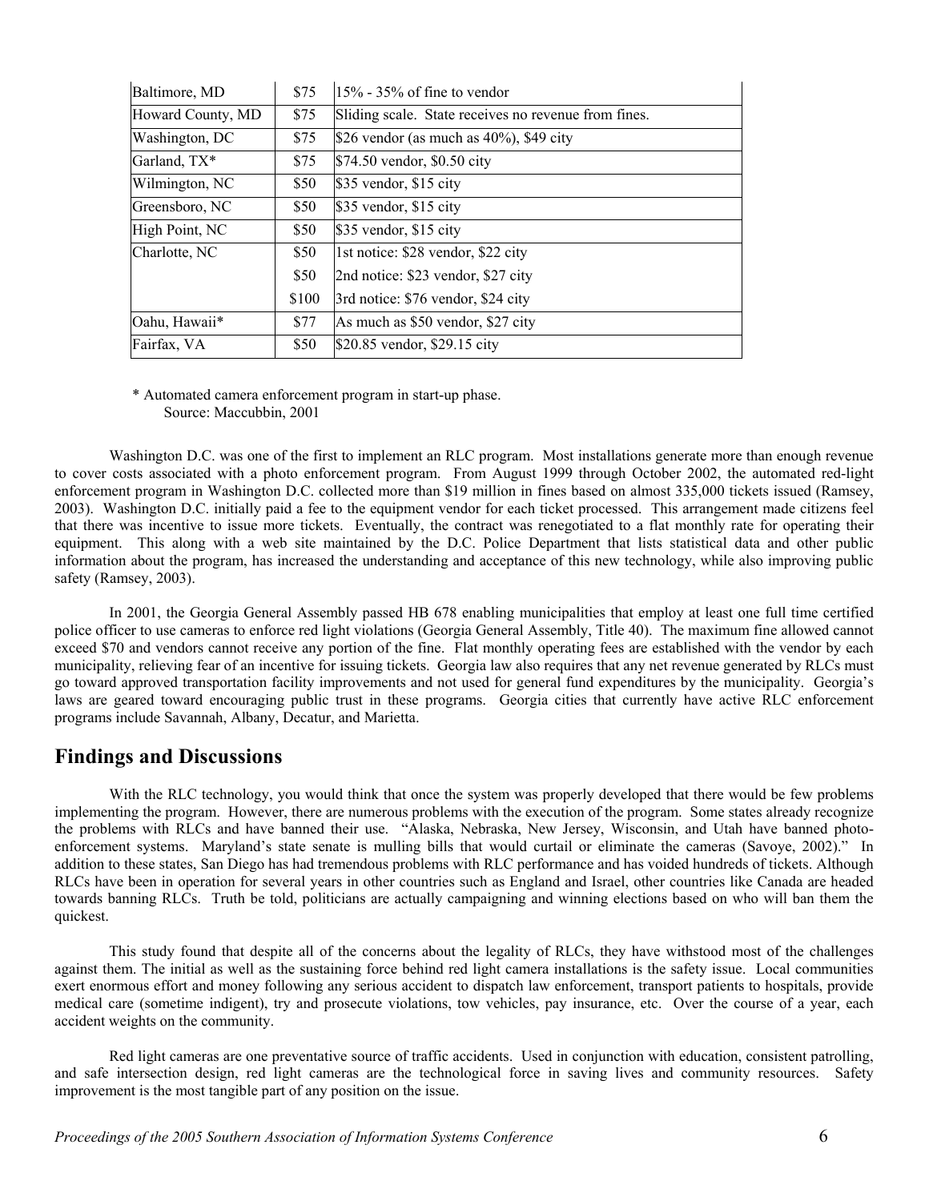| Baltimore, MD | $75 | 15% - 35% of fine to vendor |
|---|---|---|
| Howard County, MD | $75 | Sliding scale. State receives no revenue from fines. |
| Washington, DC | $75 | $26 vendor (as much as 40%), $49 city |
| Garland, TX* | $75 | $74.50 vendor, $0.50 city |
| Wilmington, NC | $50 | $35 vendor, $15 city |
| Greensboro, NC | $50 | $35 vendor, $15 city |
| High Point, NC | $50 | $35 vendor, $15 city |
| Charlotte, NC | $50 | 1st notice: $28 vendor, $22 city |
| | $50 | 2nd notice: $23 vendor, $27 city |
| | $100 | 3rd notice: $76 vendor, $24 city |
| Oahu, Hawaii* | $77 | As much as $50 vendor, $27 city |
| Fairfax, VA | $50 | $20.85 vendor, $29.15 city |

\* Automated camera enforcement program in start-up phase.
Source: Maccubbin, 2001

Washington D.C. was one of the first to implement an RLC program. Most installations generate more than enough revenue to cover costs associated with a photo enforcement program. From August 1999 through October 2002, the automated red-light enforcement program in Washington D.C. collected more than $19 million in fines based on almost 335,000 tickets issued (Ramsey, 2003). Washington D.C. initially paid a fee to the equipment vendor for each ticket processed. This arrangement made citizens feel that there was incentive to issue more tickets. Eventually, the contract was renegotiated to a flat monthly rate for operating their equipment. This along with a web site maintained by the D.C. Police Department that lists statistical data and other public information about the program, has increased the understanding and acceptance of this new technology, while also improving public safety (Ramsey, 2003).

In 2001, the Georgia General Assembly passed HB 678 enabling municipalities that employ at least one full time certified police officer to use cameras to enforce red light violations (Georgia General Assembly, Title 40). The maximum fine allowed cannot exceed $70 and vendors cannot receive any portion of the fine. Flat monthly operating fees are established with the vendor by each municipality, relieving fear of an incentive for issuing tickets. Georgia law also requires that any net revenue generated by RLCs must go toward approved transportation facility improvements and not used for general fund expenditures by the municipality. Georgia's laws are geared toward encouraging public trust in these programs. Georgia cities that currently have active RLC enforcement programs include Savannah, Albany, Decatur, and Marietta.

## Findings and Discussions

With the RLC technology, you would think that once the system was properly developed that there would be few problems implementing the program. However, there are numerous problems with the execution of the program. Some states already recognize the problems with RLCs and have banned their use. "Alaska, Nebraska, New Jersey, Wisconsin, and Utah have banned photo-enforcement systems. Maryland's state senate is mulling bills that would curtail or eliminate the cameras (Savoye, 2002)." In addition to these states, San Diego has had tremendous problems with RLC performance and has voided hundreds of tickets. Although RLCs have been in operation for several years in other countries such as England and Israel, other countries like Canada are headed towards banning RLCs. Truth be told, politicians are actually campaigning and winning elections based on who will ban them the quickest.

This study found that despite all of the concerns about the legality of RLCs, they have withstood most of the challenges against them. The initial as well as the sustaining force behind red light camera installations is the safety issue. Local communities exert enormous effort and money following any serious accident to dispatch law enforcement, transport patients to hospitals, provide medical care (sometime indigent), try and prosecute violations, tow vehicles, pay insurance, etc. Over the course of a year, each accident weights on the community.

Red light cameras are one preventative source of traffic accidents. Used in conjunction with education, consistent patrolling, and safe intersection design, red light cameras are the technological force in saving lives and community resources. Safety improvement is the most tangible part of any position on the issue.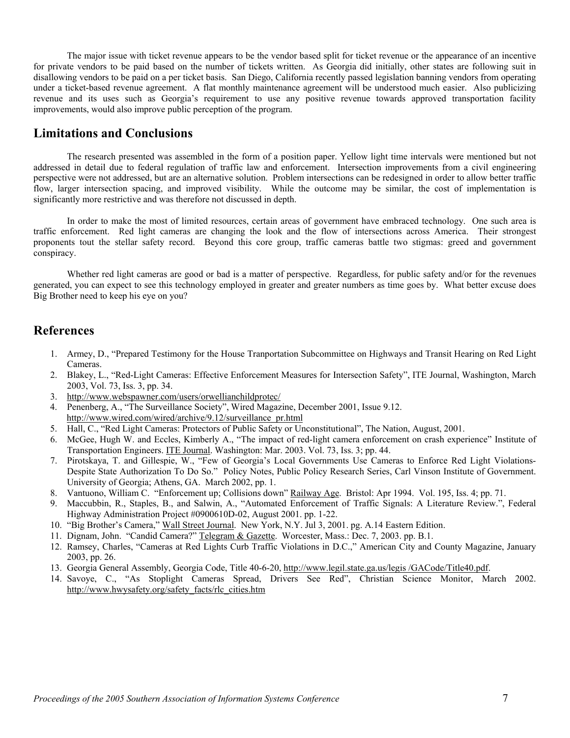The major issue with ticket revenue appears to be the vendor based split for ticket revenue or the appearance of an incentive for private vendors to be paid based on the number of tickets written. As Georgia did initially, other states are following suit in disallowing vendors to be paid on a per ticket basis. San Diego, California recently passed legislation banning vendors from operating under a ticket-based revenue agreement. A flat monthly maintenance agreement will be understood much easier. Also publicizing revenue and its uses such as Georgia's requirement to use any positive revenue towards approved transportation facility improvements, would also improve public perception of the program.

## Limitations and Conclusions

The research presented was assembled in the form of a position paper. Yellow light time intervals were mentioned but not addressed in detail due to federal regulation of traffic law and enforcement. Intersection improvements from a civil engineering perspective were not addressed, but are an alternative solution. Problem intersections can be redesigned in order to allow better traffic flow, larger intersection spacing, and improved visibility. While the outcome may be similar, the cost of implementation is significantly more restrictive and was therefore not discussed in depth.

In order to make the most of limited resources, certain areas of government have embraced technology. One such area is traffic enforcement. Red light cameras are changing the look and the flow of intersections across America. Their strongest proponents tout the stellar safety record. Beyond this core group, traffic cameras battle two stigmas: greed and government conspiracy.

Whether red light cameras are good or bad is a matter of perspective. Regardless, for public safety and/or for the revenues generated, you can expect to see this technology employed in greater and greater numbers as time goes by. What better excuse does Big Brother need to keep his eye on you?

## References

1. Armey, D., "Prepared Testimony for the House Tranportation Subcommittee on Highways and Transit Hearing on Red Light Cameras.
2. Blakey, L., "Red-Light Cameras: Effective Enforcement Measures for Intersection Safety", ITE Journal, Washington, March 2003, Vol. 73, Iss. 3, pp. 34.
3. http://www.webspawner.com/users/orwellianchildprotec/
4. Penenberg, A., "The Surveillance Society", Wired Magazine, December 2001, Issue 9.12. http://www.wired.com/wired/archive/9.12/surveillance_pr.html
5. Hall, C., "Red Light Cameras: Protectors of Public Safety or Unconstitutional", The Nation, August, 2001.
6. McGee, Hugh W. and Eccles, Kimberly A., "The impact of red-light camera enforcement on crash experience" Institute of Transportation Engineers. ITE Journal. Washington: Mar. 2003. Vol. 73, Iss. 3; pp. 44.
7. Pirotskaya, T. and Gillespie, W., "Few of Georgia's Local Governments Use Cameras to Enforce Red Light Violations- Despite State Authorization To Do So." Policy Notes, Public Policy Research Series, Carl Vinson Institute of Government. University of Georgia; Athens, GA. March 2002, pp. 1.
8. Vantuono, William C. "Enforcement up; Collisions down" Railway Age. Bristol: Apr 1994. Vol. 195, Iss. 4; pp. 71.
9. Maccubbin, R., Staples, B., and Salwin, A., "Automated Enforcement of Traffic Signals: A Literature Review.", Federal Highway Administration Project #0900610D-02, August 2001. pp. 1-22.
10. "Big Brother's Camera," Wall Street Journal. New York, N.Y. Jul 3, 2001. pg. A.14 Eastern Edition.
11. Dignam, John. "Candid Camera?" Telegram & Gazette. Worcester, Mass.: Dec. 7, 2003. pp. B.1.
12. Ramsey, Charles, "Cameras at Red Lights Curb Traffic Violations in D.C.," American City and County Magazine, January 2003, pp. 26.
13. Georgia General Assembly, Georgia Code, Title 40-6-20, http://www.legil.state.ga.us/legis /GACode/Title40.pdf.
14. Savoye, C., "As Stoplight Cameras Spread, Drivers See Red", Christian Science Monitor, March 2002. http://www.hwysafety.org/safety_facts/rlc_cities.htm